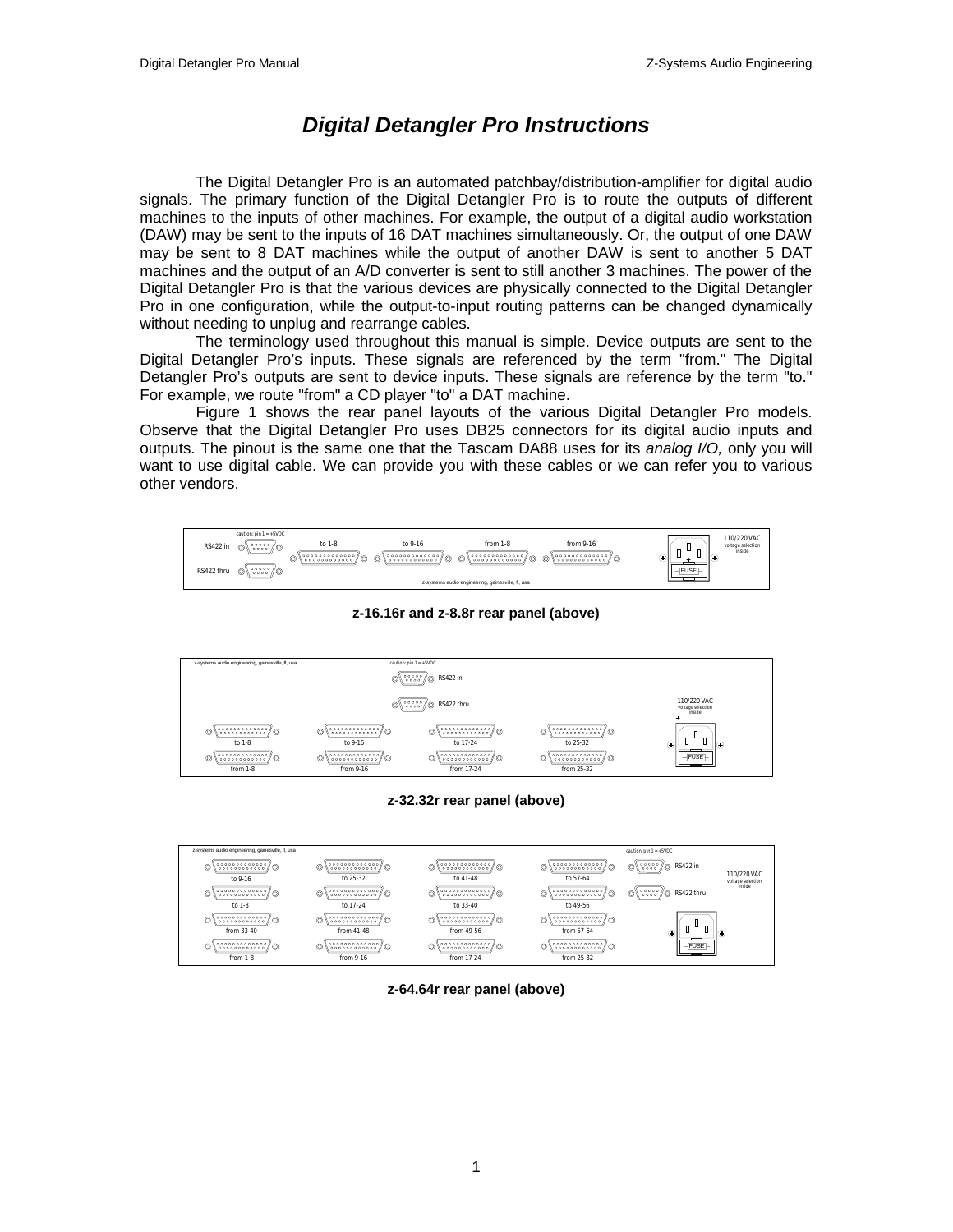# *Digital Detangler Pro Instructions*

The Digital Detangler Pro is an automated patchbay/distribution-amplifier for digital audio signals. The primary function of the Digital Detangler Pro is to route the outputs of different machines to the inputs of other machines. For example, the output of a digital audio workstation (DAW) may be sent to the inputs of 16 DAT machines simultaneously. Or, the output of one DAW may be sent to 8 DAT machines while the output of another DAW is sent to another 5 DAT machines and the output of an A/D converter is sent to still another 3 machines. The power of the Digital Detangler Pro is that the various devices are physically connected to the Digital Detangler Pro in one configuration, while the output-to-input routing patterns can be changed dynamically without needing to unplug and rearrange cables.

The terminology used throughout this manual is simple. Device outputs are sent to the Digital Detangler Pro's inputs. These signals are referenced by the term "from." The Digital Detangler Pro's outputs are sent to device inputs. These signals are reference by the term "to." For example, we route "from" a CD player "to" a DAT machine.

Figure 1 shows the rear panel layouts of the various Digital Detangler Pro models. Observe that the Digital Detangler Pro uses DB25 connectors for its digital audio inputs and outputs. The pinout is the same one that the Tascam DA88 uses for its *analog I/O,* only you will want to use digital cable. We can provide you with these cables or we can refer you to various other vendors.

caution: pin 1 = +5VDC

RS422 in | to 1-8 | to 9-16 | from 1-8 | from 9-16 | 110/220 VAC voltage selection inside

RS422 thru | FUSE

z-systems audio engineering, gainesville, fl, usa

**z-16.16r and z-8.8r rear panel (above)**

z-systems audio engineering, gainesville, fl, usa

caution: pin 1 = +5VDC

RS422 in

RS422 thru

110/220 VAC voltage selection inside

to 1-8 | to 9-16 | to 17-24 | to 25-32

from 1-8 | from 9-16 | from 17-24 | from 25-32

FUSE

**z-32.32r rear panel (above)**

z-systems audio engineering, gainesville, fl, usa

caution: pin 1 = +5VDC

to 9-16 | to 25-32 | to 41-48 | to 57-64 | RS422 in | 110/220 VAC voltage selection inside

to 1-8 | to 17-24 | to 33-40 | to 49-56 | RS422 thru

from 33-40 | from 41-48 | from 49-56 | from 57-64

from 1-8 | from 9-16 | from 17-24 | from 25-32 | FUSE

**z-64.64r rear panel (above)**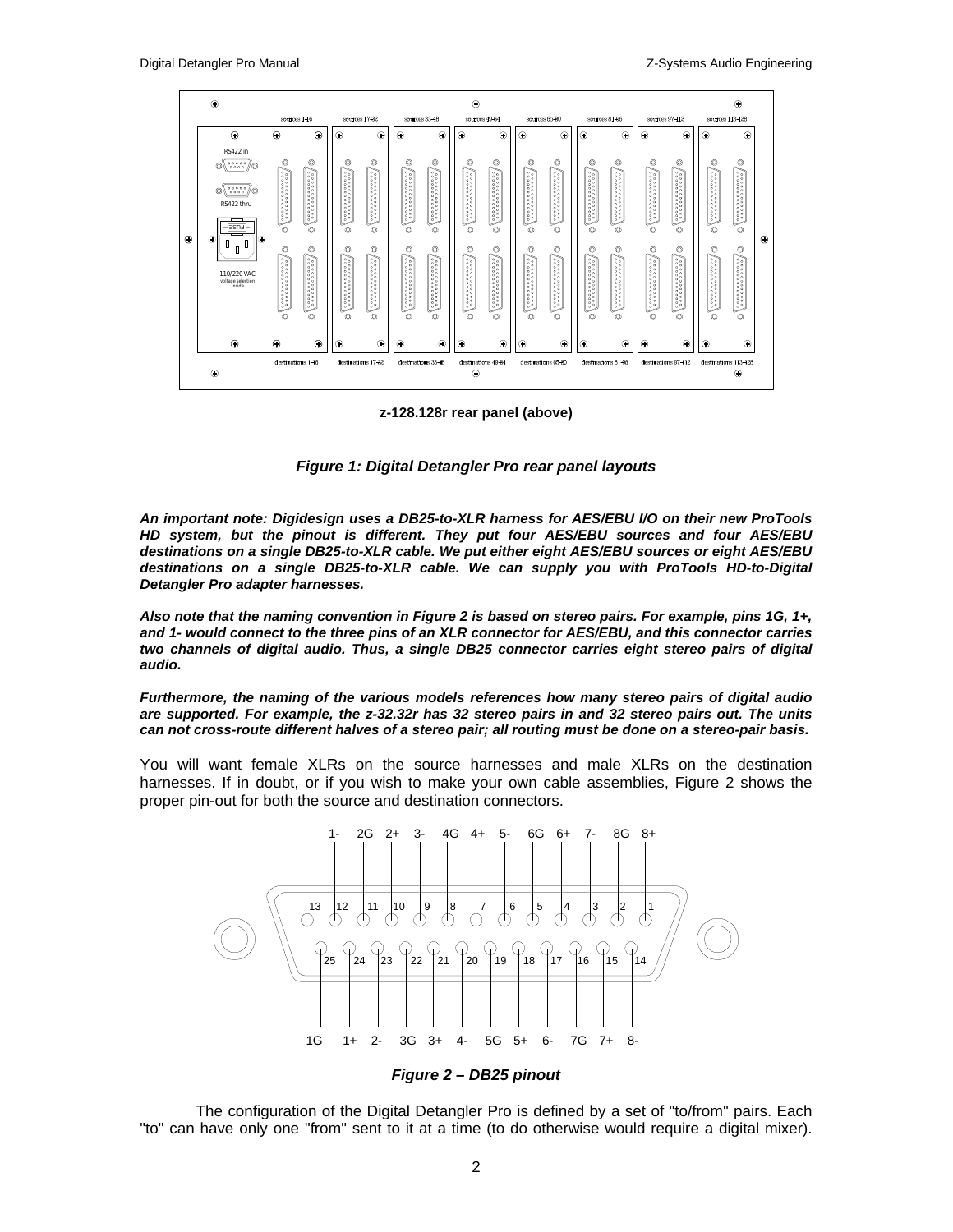**z-128.128r rear panel (above)**

***Figure 1: Digital Detangler Pro rear panel layouts***

***An important note: Digidesign uses a DB25-to-XLR harness for AES/EBU I/O on their new ProTools HD system, but the pinout is different. They put four AES/EBU sources and four AES/EBU destinations on a single DB25-to-XLR cable. We put either eight AES/EBU sources or eight AES/EBU destinations on a single DB25-to-XLR cable. We can supply you with ProTools HD-to-Digital Detangler Pro adapter harnesses.***

***Also note that the naming convention in Figure 2 is based on stereo pairs. For example, pins 1G, 1+, and 1- would connect to the three pins of an XLR connector for AES/EBU, and this connector carries two channels of digital audio. Thus, a single DB25 connector carries eight stereo pairs of digital audio.***

***Furthermore, the naming of the various models references how many stereo pairs of digital audio are supported. For example, the z-32.32r has 32 stereo pairs in and 32 stereo pairs out. The units can not cross-route different halves of a stereo pair; all routing must be done on a stereo-pair basis.***

You will want female XLRs on the source harnesses and male XLRs on the destination harnesses. If in doubt, or if you wish to make your own cable assemblies, Figure 2 shows the proper pin-out for both the source and destination connectors.

***Figure 2 – DB25 pinout***

The configuration of the Digital Detangler Pro is defined by a set of "to/from" pairs. Each "to" can have only one "from" sent to it at a time (to do otherwise would require a digital mixer).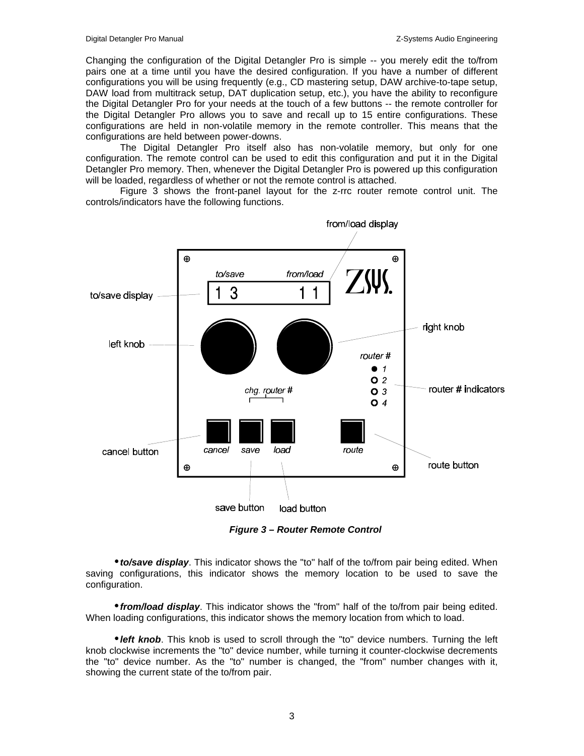Changing the configuration of the Digital Detangler Pro is simple -- you merely edit the to/from pairs one at a time until you have the desired configuration. If you have a number of different configurations you will be using frequently (e.g., CD mastering setup, DAW archive-to-tape setup, DAW load from multitrack setup, DAT duplication setup, etc.), you have the ability to reconfigure the Digital Detangler Pro for your needs at the touch of a few buttons -- the remote controller for the Digital Detangler Pro allows you to save and recall up to 15 entire configurations. These configurations are held in non-volatile memory in the remote controller. This means that the configurations are held between power-downs.

The Digital Detangler Pro itself also has non-volatile memory, but only for one configuration. The remote control can be used to edit this configuration and put it in the Digital Detangler Pro memory. Then, whenever the Digital Detangler Pro is powered up this configuration will be loaded, regardless of whether or not the remote control is attached.

Figure 3 shows the front-panel layout for the z-rrc router remote control unit. The controls/indicators have the following functions.

***Figure 3 – Router Remote Control***

- ***to/save display***. This indicator shows the "to" half of the to/from pair being edited. When saving configurations, this indicator shows the memory location to be used to save the configuration.

- ***from/load display***. This indicator shows the "from" half of the to/from pair being edited. When loading configurations, this indicator shows the memory location from which to load.

- ***left knob***. This knob is used to scroll through the "to" device numbers. Turning the left knob clockwise increments the "to" device number, while turning it counter-clockwise decrements the "to" device number. As the "to" number is changed, the "from" number changes with it, showing the current state of the to/from pair.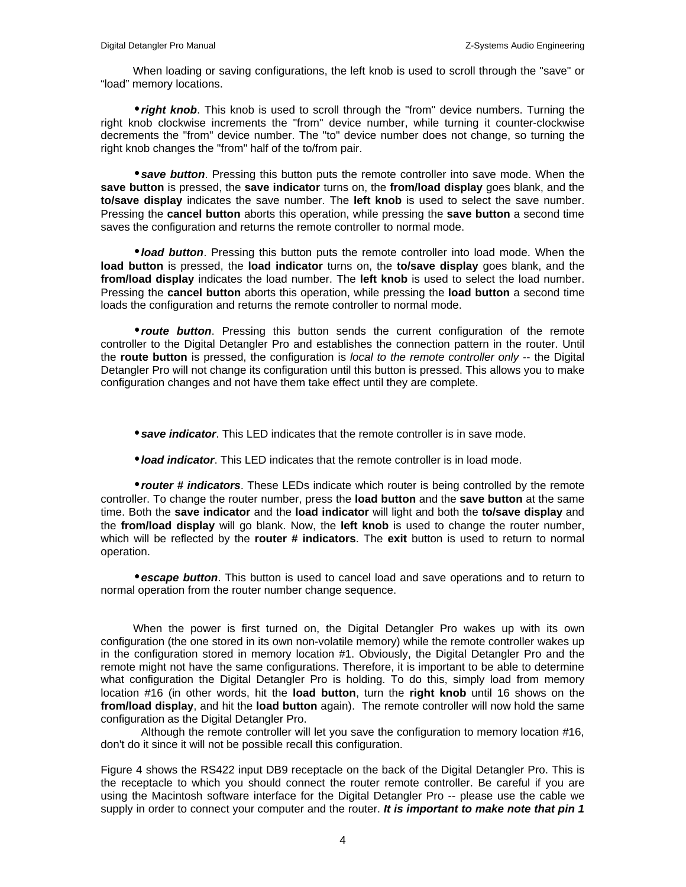When loading or saving configurations, the left knob is used to scroll through the "save" or “load” memory locations.

- ***right knob***. This knob is used to scroll through the "from" device numbers. Turning the right knob clockwise increments the "from" device number, while turning it counter-clockwise decrements the "from" device number. The "to" device number does not change, so turning the right knob changes the "from" half of the to/from pair.

- ***save button***. Pressing this button puts the remote controller into save mode. When the **save button** is pressed, the **save indicator** turns on, the **from/load display** goes blank, and the **to/save display** indicates the save number. The **left knob** is used to select the save number. Pressing the **cancel button** aborts this operation, while pressing the **save button** a second time saves the configuration and returns the remote controller to normal mode.

- ***load button***. Pressing this button puts the remote controller into load mode. When the **load button** is pressed, the **load indicator** turns on, the **to/save display** goes blank, and the **from/load display** indicates the load number. The **left knob** is used to select the load number. Pressing the **cancel button** aborts this operation, while pressing the **load button** a second time loads the configuration and returns the remote controller to normal mode.

- ***route button***. Pressing this button sends the current configuration of the remote controller to the Digital Detangler Pro and establishes the connection pattern in the router. Until the **route button** is pressed, the configuration is *local to the remote controller only* -- the Digital Detangler Pro will not change its configuration until this button is pressed. This allows you to make configuration changes and not have them take effect until they are complete.

- ***save indicator***. This LED indicates that the remote controller is in save mode.

- ***load indicator***. This LED indicates that the remote controller is in load mode.

- ***router # indicators***. These LEDs indicate which router is being controlled by the remote controller. To change the router number, press the **load button** and the **save button** at the same time. Both the **save indicator** and the **load indicator** will light and both the **to/save display** and the **from/load display** will go blank. Now, the **left knob** is used to change the router number, which will be reflected by the **router # indicators**. The **exit** button is used to return to normal operation.

- ***escape button***. This button is used to cancel load and save operations and to return to normal operation from the router number change sequence.

When the power is first turned on, the Digital Detangler Pro wakes up with its own configuration (the one stored in its own non-volatile memory) while the remote controller wakes up in the configuration stored in memory location #1. Obviously, the Digital Detangler Pro and the remote might not have the same configurations. Therefore, it is important to be able to determine what configuration the Digital Detangler Pro is holding. To do this, simply load from memory location #16 (in other words, hit the **load button**, turn the **right knob** until 16 shows on the **from/load display**, and hit the **load button** again). The remote controller will now hold the same configuration as the Digital Detangler Pro.

Although the remote controller will let you save the configuration to memory location #16, don't do it since it will not be possible recall this configuration.

Figure 4 shows the RS422 input DB9 receptacle on the back of the Digital Detangler Pro. This is the receptacle to which you should connect the router remote controller. Be careful if you are using the Macintosh software interface for the Digital Detangler Pro -- please use the cable we supply in order to connect your computer and the router. ***It is important to make note that pin 1***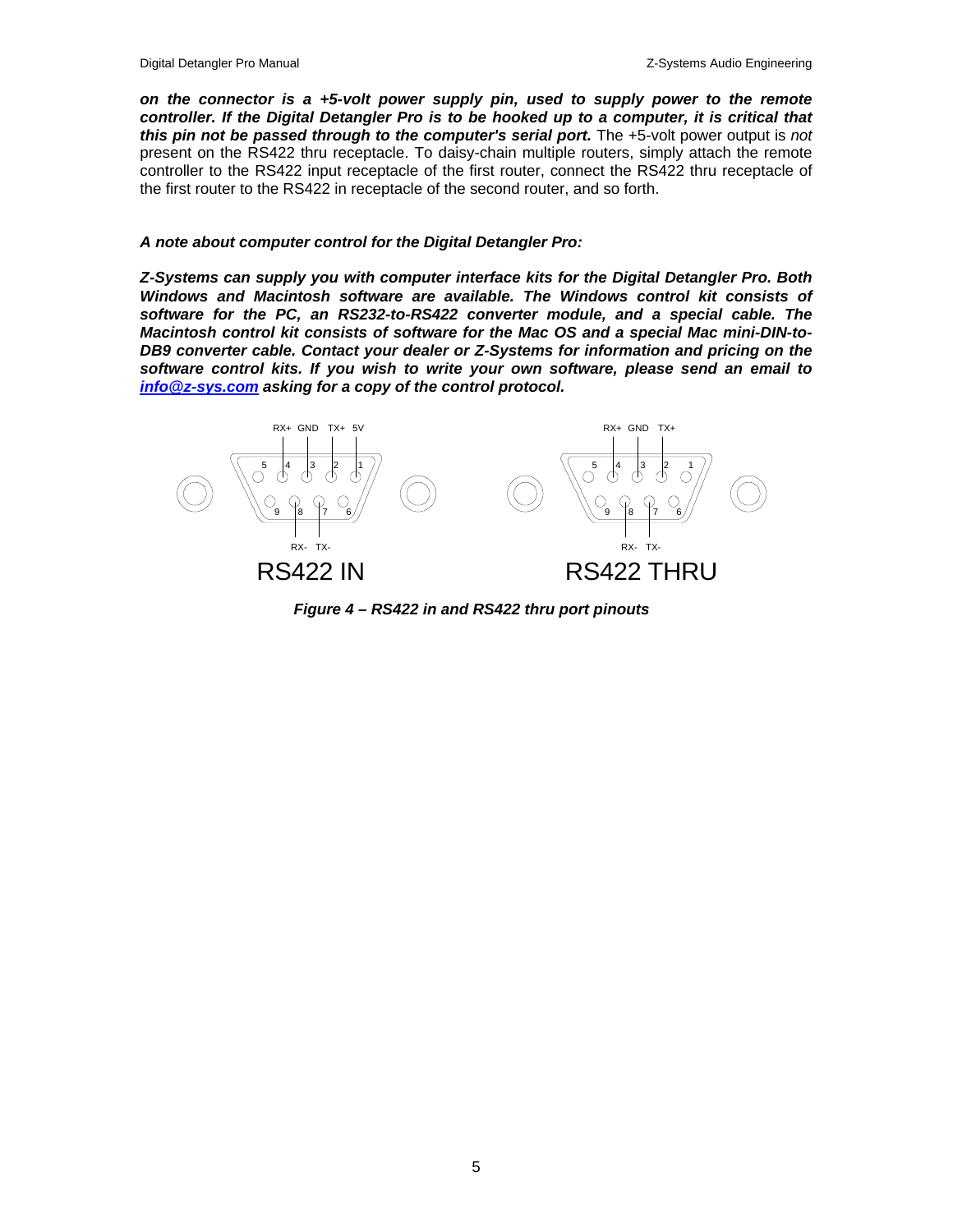***on the connector is a +5-volt power supply pin, used to supply power to the remote controller. If the Digital Detangler Pro is to be hooked up to a computer, it is critical that this pin not be passed through to the computer's serial port.*** The +5-volt power output is *not* present on the RS422 thru receptacle. To daisy-chain multiple routers, simply attach the remote controller to the RS422 input receptacle of the first router, connect the RS422 thru receptacle of the first router to the RS422 in receptacle of the second router, and so forth.

***A note about computer control for the Digital Detangler Pro:***

***Z-Systems can supply you with computer interface kits for the Digital Detangler Pro. Both Windows and Macintosh software are available. The Windows control kit consists of software for the PC, an RS232-to-RS422 converter module, and a special cable. The Macintosh control kit consists of software for the Mac OS and a special Mac mini-DIN-to-DB9 converter cable. Contact your dealer or Z-Systems for information and pricing on the software control kits. If you wish to write your own software, please send an email to [info@z-sys.com](mailto:info@z-sys.com) asking for a copy of the control protocol.***

RX+ GND TX+ 5V
5 4 3 2 1
9 8 7 6
RX- TX-
RS422 IN

RX+ GND TX+
5 4 3 2 1
9 8 7 6
RX- TX-
RS422 THRU

***Figure 4 – RS422 in and RS422 thru port pinouts***